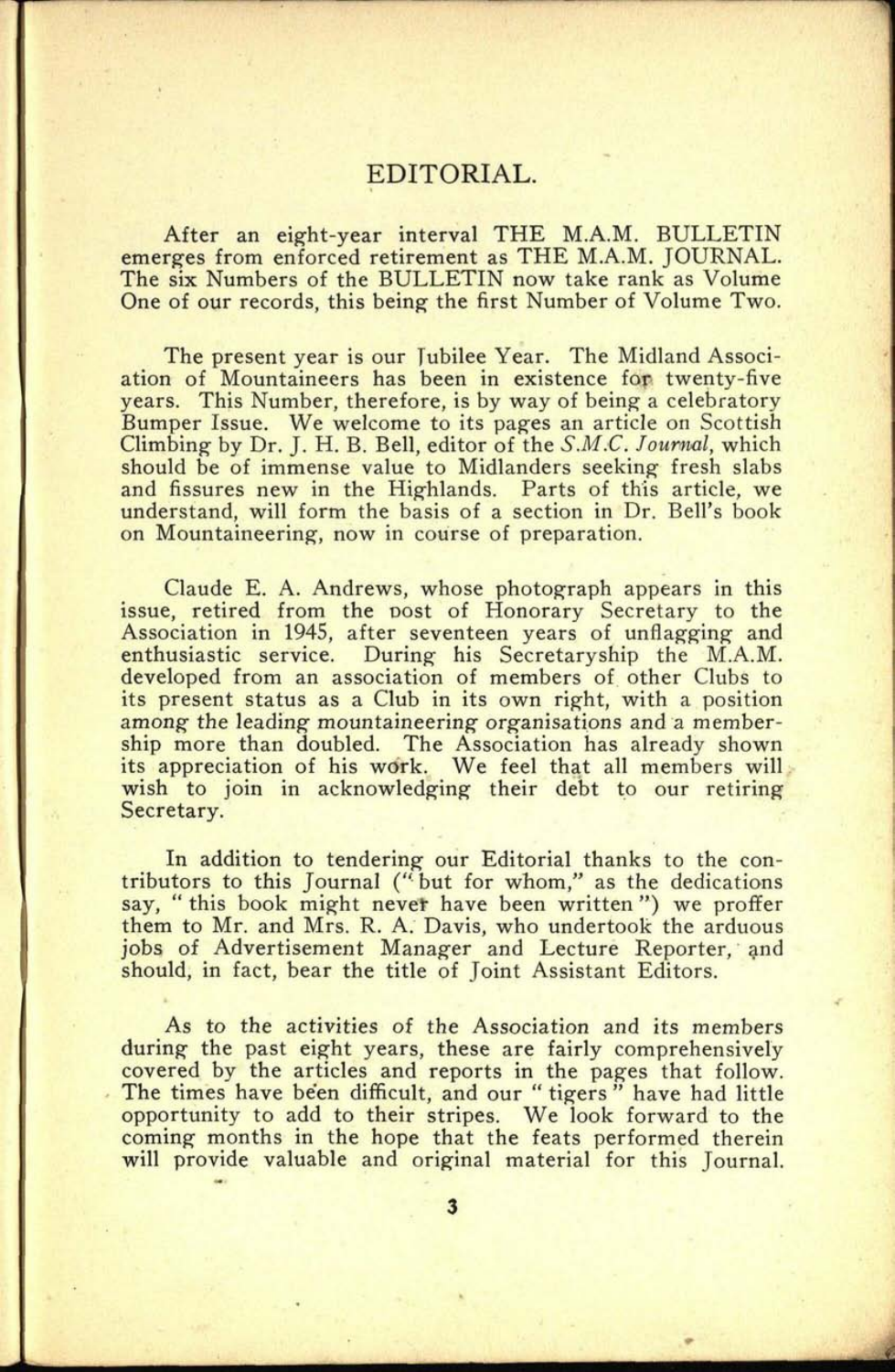# EDITORIAL.

After an eight-year interval THE M.A.M. BULLETIN emerges from enforced retirement as THE M.A.M. JOURNAL. The six Numbers of the BULLETIN now take rank as Volume One of our records, this being the first Number of Volume Two.

The present year is our Jubilee Year. The Midland Association of Mountaineers has been in existence for twenty-five years. This Number, therefore, is by way of being a celebratory Bumper Issue. We welcome to its pages an article on Scottish Climbing by Dr. J. H. B. Bell, editor of the *S.M.C. Journal*, which should be of immense value to Midlanders seeking fresh slabs and fissures new in the Highlands. Parts of this article, we understand, will form the basis of a section in Dr. Bell's book on Mountaineering, now in course of preparation.

Claude E. A. Andrews, whose photograph appears in this issue, retired from the post of Honorary Secretary to the Association in 1945, after seventeen years of unflagging and enthusiastic service. During his Secretaryship the M.A.M. developed from an association of members of other Clubs to its present status as a Club in its own right, with a position among the leading mountaineering organisations and a membership more than doubled. The Association has already shown its appreciation of his work. We feel that all members will wish to join in acknowledging their debt to our retiring Secretary.

In addition to tendering our Editorial thanks to the contributors to this Journal ("but for whom," as the dedications say, "this book might never have been written") we proffer them to Mr. and Mrs. R. A. Davis, who undertook the arduous jobs of Advertisement Manager and Lecture Reporter, and should, in fact, bear the title of Joint Assistant Editors.

As to the activities of the Association and its members during the past eight years, these are fairly comprehensively covered by the articles and reports in the pages that follow. The times have been difficult, and our "tigers" have had little opportunity to add to their stripes. We look forward to the coming months in the hope that the feats performed therein will provide valuable and original material for this Journal.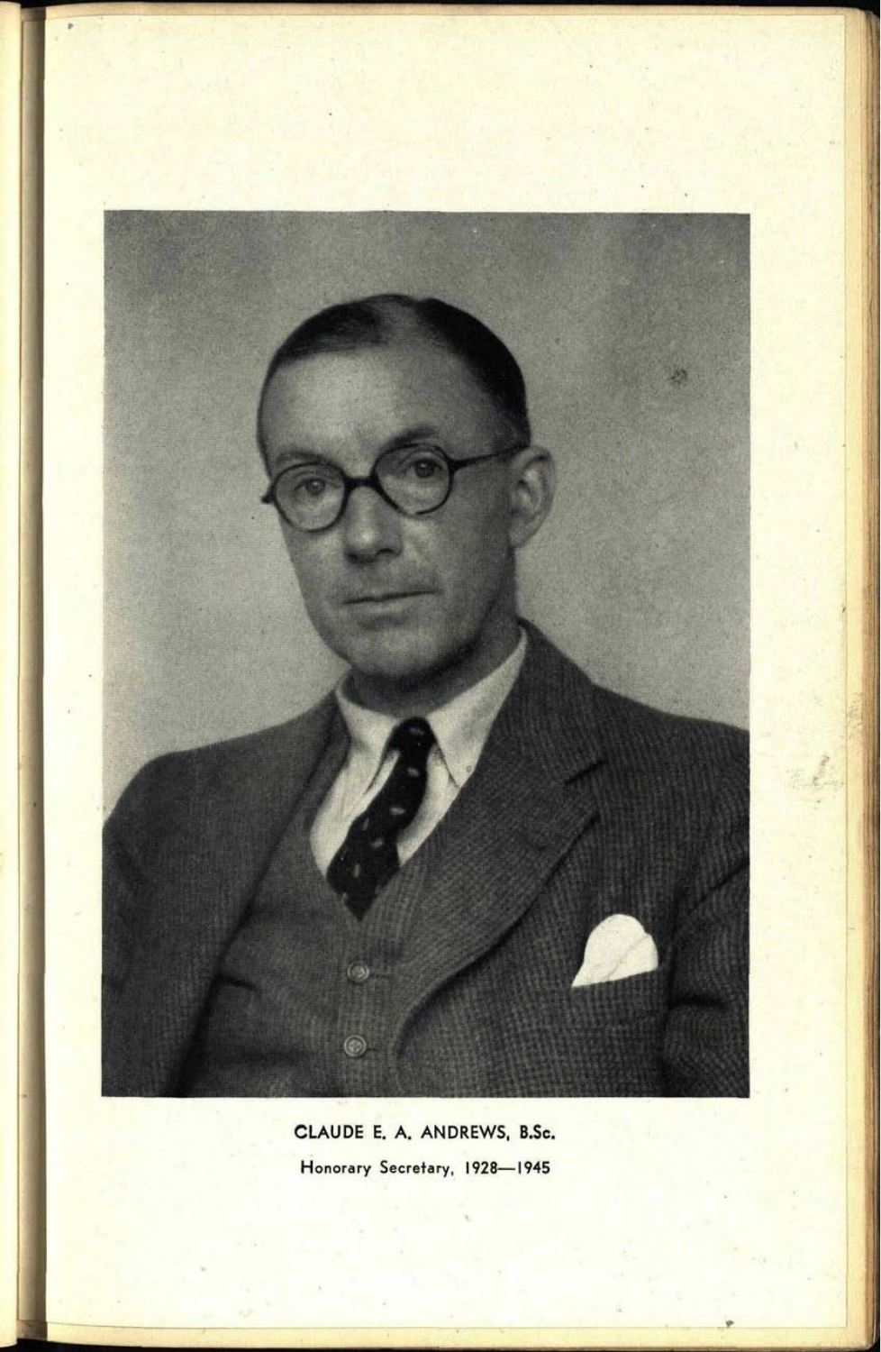CLAUDE E. A. ANDREWS, B.Sc.

Honorary Secretary, 1928—1945